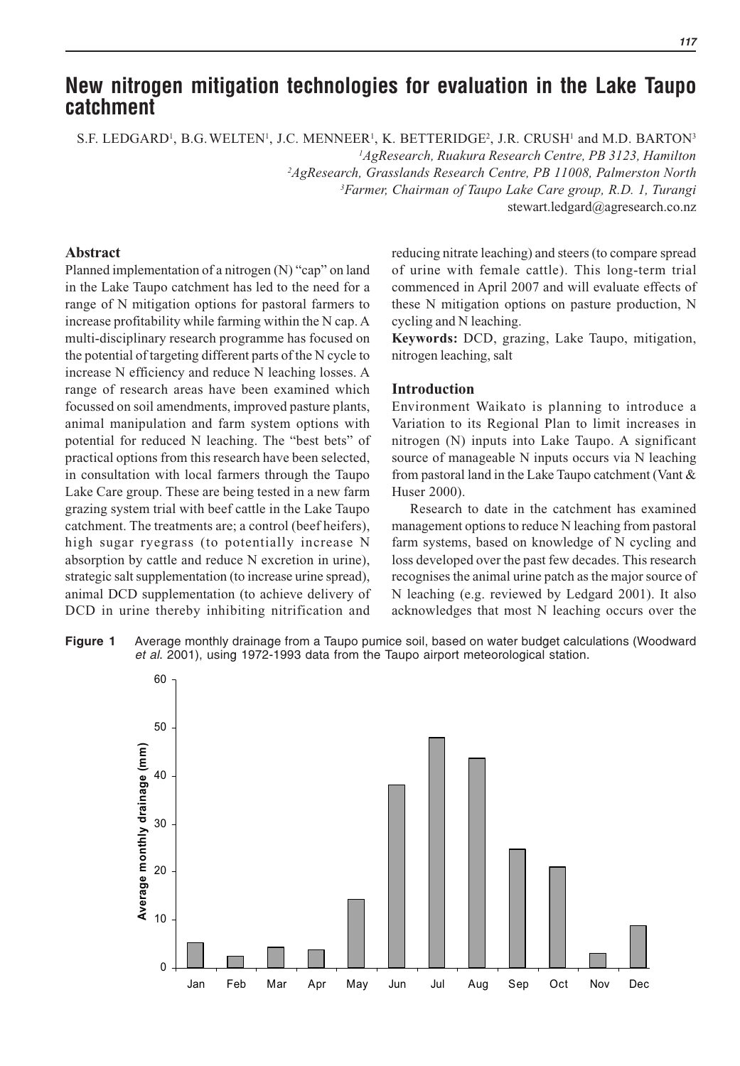# New nitrogen mitigation technologies for evaluation in the Lake Taupo catchment

S.F. LEDGARD[1], B.G. WELTEN[1], J.C. MENNEER[1], K. BETTERIDGE[2], J.R. CRUSH[1] and M.D. BARTON[3]

[1]*AgResearch, Ruakura Research Centre, PB 3123, Hamilton*
[2]*AgResearch, Grasslands Research Centre, PB 11008, Palmerston North*
[3]*Farmer, Chairman of Taupo Lake Care group, R.D. 1, Turangi*
stewart.ledgard@agresearch.co.nz

## Abstract

Planned implementation of a nitrogen (N) "cap" on land in the Lake Taupo catchment has led to the need for a range of N mitigation options for pastoral farmers to increase profitability while farming within the N cap. A multi-disciplinary research programme has focused on the potential of targeting different parts of the N cycle to increase N efficiency and reduce N leaching losses. A range of research areas have been examined which focussed on soil amendments, improved pasture plants, animal manipulation and farm system options with potential for reduced N leaching. The "best bets" of practical options from this research have been selected, in consultation with local farmers through the Taupo Lake Care group. These are being tested in a new farm grazing system trial with beef cattle in the Lake Taupo catchment. The treatments are; a control (beef heifers), high sugar ryegrass (to potentially increase N absorption by cattle and reduce N excretion in urine), strategic salt supplementation (to increase urine spread), animal DCD supplementation (to achieve delivery of DCD in urine thereby inhibiting nitrification and reducing nitrate leaching) and steers (to compare spread of urine with female cattle). This long-term trial commenced in April 2007 and will evaluate effects of these N mitigation options on pasture production, N cycling and N leaching.

**Keywords:** DCD, grazing, Lake Taupo, mitigation, nitrogen leaching, salt

## Introduction

Environment Waikato is planning to introduce a Variation to its Regional Plan to limit increases in nitrogen (N) inputs into Lake Taupo. A significant source of manageable N inputs occurs via N leaching from pastoral land in the Lake Taupo catchment (Vant & Huser 2000).

Research to date in the catchment has examined management options to reduce N leaching from pastoral farm systems, based on knowledge of N cycling and loss developed over the past few decades. This research recognises the animal urine patch as the major source of N leaching (e.g. reviewed by Ledgard 2001). It also acknowledges that most N leaching occurs over the

**Figure 1** Average monthly drainage from a Taupo pumice soil, based on water budget calculations (Woodward *et al.* 2001), using 1972-1993 data from the Taupo airport meteorological station.

| Month | Average monthly drainage (mm) |
|---|---|
| Jan | 5 |
| Feb | 2.5 |
| Mar | 4.5 |
| Apr | 4 |
| May | 14.5 |
| Jun | 38 |
| Jul | 48 |
| Aug | 44 |
| Sep | 25 |
| Oct | 21 |
| Nov | 3 |
| Dec | 9 |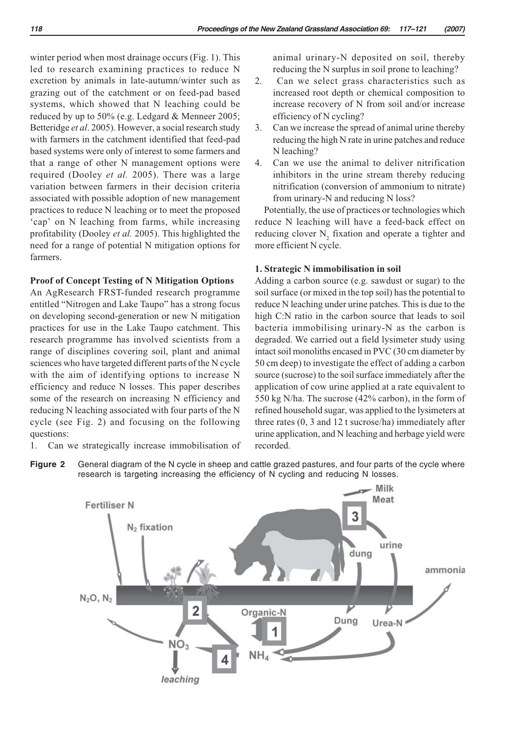winter period when most drainage occurs (Fig. 1). This led to research examining practices to reduce N excretion by animals in late-autumn/winter such as grazing out of the catchment or on feed-pad based systems, which showed that N leaching could be reduced by up to 50% (e.g. Ledgard & Menneer 2005; Betteridge *et al*. 2005). However, a social research study with farmers in the catchment identified that feed-pad based systems were only of interest to some farmers and that a range of other N management options were required (Dooley *et al.* 2005). There was a large variation between farmers in their decision criteria associated with possible adoption of new management practices to reduce N leaching or to meet the proposed 'cap' on N leaching from farms, while increasing profitability (Dooley *et al.* 2005). This highlighted the need for a range of potential N mitigation options for farmers.

**Proof of Concept Testing of N Mitigation Options**

An AgResearch FRST-funded research programme entitled "Nitrogen and Lake Taupo" has a strong focus on developing second-generation or new N mitigation practices for use in the Lake Taupo catchment. This research programme has involved scientists from a range of disciplines covering soil, plant and animal sciences who have targeted different parts of the N cycle with the aim of identifying options to increase N efficiency and reduce N losses. This paper describes some of the research on increasing N efficiency and reducing N leaching associated with four parts of the N cycle (see Fig. 2) and focusing on the following questions:

1. Can we strategically increase immobilisation of animal urinary-N deposited on soil, thereby reducing the N surplus in soil prone to leaching?
2. Can we select grass characteristics such as increased root depth or chemical composition to increase recovery of N from soil and/or increase efficiency of N cycling?
3. Can we increase the spread of animal urine thereby reducing the high N rate in urine patches and reduce N leaching?
4. Can we use the animal to deliver nitrification inhibitors in the urine stream thereby reducing nitrification (conversion of ammonium to nitrate) from urinary-N and reducing N loss?

Potentially, the use of practices or technologies which reduce N leaching will have a feed-back effect on reducing clover $N_2$ fixation and operate a tighter and more efficient N cycle.

**1. Strategic N immobilisation in soil**

Adding a carbon source (e.g. sawdust or sugar) to the soil surface (or mixed in the top soil) has the potential to reduce N leaching under urine patches. This is due to the high C:N ratio in the carbon source that leads to soil bacteria immobilising urinary-N as the carbon is degraded. We carried out a field lysimeter study using intact soil monoliths encased in PVC (30 cm diameter by 50 cm deep) to investigate the effect of adding a carbon source (sucrose) to the soil surface immediately after the application of cow urine applied at a rate equivalent to 550 kg N/ha. The sucrose (42% carbon), in the form of refined household sugar, was applied to the lysimeters at three rates (0, 3 and 12 t sucrose/ha) immediately after urine application, and N leaching and herbage yield were recorded.

**Figure 2** General diagram of the N cycle in sheep and cattle grazed pastures, and four parts of the cycle where research is targeting increasing the efficiency of N cycling and reducing N losses.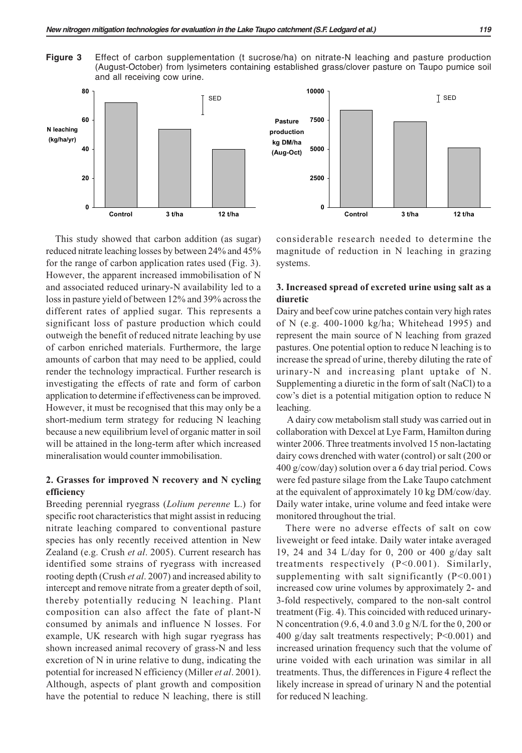**Figure 3** Effect of carbon supplementation (t sucrose/ha) on nitrate-N leaching and pasture production (August-October) from lysimeters containing established grass/clover pasture on Taupo pumice soil and all receiving cow urine.

This study showed that carbon addition (as sugar) reduced nitrate leaching losses by between 24% and 45% for the range of carbon application rates used (Fig. 3). However, the apparent increased immobilisation of N and associated reduced urinary-N availability led to a loss in pasture yield of between 12% and 39% across the different rates of applied sugar. This represents a significant loss of pasture production which could outweigh the benefit of reduced nitrate leaching by use of carbon enriched materials. Furthermore, the large amounts of carbon that may need to be applied, could render the technology impractical. Further research is investigating the effects of rate and form of carbon application to determine if effectiveness can be improved. However, it must be recognised that this may only be a short-medium term strategy for reducing N leaching because a new equilibrium level of organic matter in soil will be attained in the long-term after which increased mineralisation would counter immobilisation.

### 2. Grasses for improved N recovery and N cycling efficiency

Breeding perennial ryegrass (*Lolium perenne* L.) for specific root characteristics that might assist in reducing nitrate leaching compared to conventional pasture species has only recently received attention in New Zealand (e.g. Crush *et al*. 2005). Current research has identified some strains of ryegrass with increased rooting depth (Crush *et al*. 2007) and increased ability to intercept and remove nitrate from a greater depth of soil, thereby potentially reducing N leaching. Plant composition can also affect the fate of plant-N consumed by animals and influence N losses. For example, UK research with high sugar ryegrass has shown increased animal recovery of grass-N and less excretion of N in urine relative to dung, indicating the potential for increased N efficiency (Miller *et al*. 2001). Although, aspects of plant growth and composition have the potential to reduce N leaching, there is still considerable research needed to determine the magnitude of reduction in N leaching in grazing systems.

### 3. Increased spread of excreted urine using salt as a diuretic

Dairy and beef cow urine patches contain very high rates of N (e.g. 400-1000 kg/ha; Whitehead 1995) and represent the main source of N leaching from grazed pastures. One potential option to reduce N leaching is to increase the spread of urine, thereby diluting the rate of urinary-N and increasing plant uptake of N. Supplementing a diuretic in the form of salt (NaCl) to a cow's diet is a potential mitigation option to reduce N leaching.

A dairy cow metabolism stall study was carried out in collaboration with Dexcel at Lye Farm, Hamilton during winter 2006. Three treatments involved 15 non-lactating dairy cows drenched with water (control) or salt (200 or 400 g/cow/day) solution over a 6 day trial period. Cows were fed pasture silage from the Lake Taupo catchment at the equivalent of approximately 10 kg DM/cow/day. Daily water intake, urine volume and feed intake were monitored throughout the trial.

There were no adverse effects of salt on cow liveweight or feed intake. Daily water intake averaged 19, 24 and 34 L/day for 0, 200 or 400 g/day salt treatments respectively ($P<0.001$). Similarly, supplementing with salt significantly ($P<0.001$) increased cow urine volumes by approximately 2- and 3-fold respectively, compared to the non-salt control treatment (Fig. 4). This coincided with reduced urinary-N concentration (9.6, 4.0 and 3.0 g N/L for the 0, 200 or 400 g/day salt treatments respectively; $P<0.001$) and increased urination frequency such that the volume of urine voided with each urination was similar in all treatments. Thus, the differences in Figure 4 reflect the likely increase in spread of urinary N and the potential for reduced N leaching.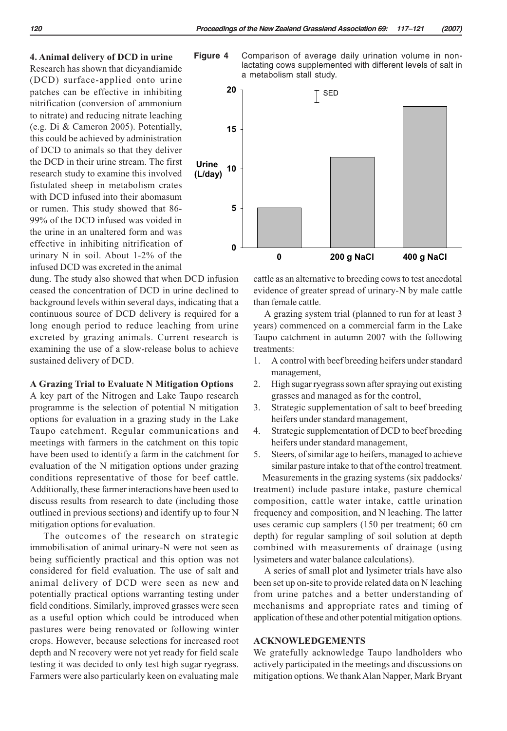### 4. Animal delivery of DCD in urine

Research has shown that dicyandiamide (DCD) surface-applied onto urine patches can be effective in inhibiting nitrification (conversion of ammonium to nitrate) and reducing nitrate leaching (e.g. Di & Cameron 2005). Potentially, this could be achieved by administration of DCD to animals so that they deliver the DCD in their urine stream. The first research study to examine this involved fistulated sheep in metabolism crates with DCD infused into their abomasum or rumen. This study showed that 86-99% of the DCD infused was voided in the urine in an unaltered form and was effective in inhibiting nitrification of urinary N in soil. About 1-2% of the infused DCD was excreted in the animal dung. The study also showed that when DCD infusion ceased the concentration of DCD in urine declined to background levels within several days, indicating that a continuous source of DCD delivery is required for a long enough period to reduce leaching from urine excreted by grazing animals. Current research is examining the use of a slow-release bolus to achieve sustained delivery of DCD.

**Figure 4** Comparison of average daily urination volume in non-lactating cows supplemented with different levels of salt in a metabolism stall study.

## A Grazing Trial to Evaluate N Mitigation Options

A key part of the Nitrogen and Lake Taupo research programme is the selection of potential N mitigation options for evaluation in a grazing study in the Lake Taupo catchment. Regular communications and meetings with farmers in the catchment on this topic have been used to identify a farm in the catchment for evaluation of the N mitigation options under grazing conditions representative of those for beef cattle. Additionally, these farmer interactions have been used to discuss results from research to date (including those outlined in previous sections) and identify up to four N mitigation options for evaluation.

The outcomes of the research on strategic immobilisation of animal urinary-N were not seen as being sufficiently practical and this option was not considered for field evaluation. The use of salt and animal delivery of DCD were seen as new and potentially practical options warranting testing under field conditions. Similarly, improved grasses were seen as a useful option which could be introduced when pastures were being renovated or following winter crops. However, because selections for increased root depth and N recovery were not yet ready for field scale testing it was decided to only test high sugar ryegrass. Farmers were also particularly keen on evaluating male cattle as an alternative to breeding cows to test anecdotal evidence of greater spread of urinary-N by male cattle than female cattle.

A grazing system trial (planned to run for at least 3 years) commenced on a commercial farm in the Lake Taupo catchment in autumn 2007 with the following treatments:

1. A control with beef breeding heifers under standard management,
2. High sugar ryegrass sown after spraying out existing grasses and managed as for the control,
3. Strategic supplementation of salt to beef breeding heifers under standard management,
4. Strategic supplementation of DCD to beef breeding heifers under standard management,
5. Steers, of similar age to heifers, managed to achieve similar pasture intake to that of the control treatment.

Measurements in the grazing systems (six paddocks/treatment) include pasture intake, pasture chemical composition, cattle water intake, cattle urination frequency and composition, and N leaching. The latter uses ceramic cup samplers (150 per treatment; 60 cm depth) for regular sampling of soil solution at depth combined with measurements of drainage (using lysimeters and water balance calculations).

A series of small plot and lysimeter trials have also been set up on-site to provide related data on N leaching from urine patches and a better understanding of mechanisms and appropriate rates and timing of application of these and other potential mitigation options.

## ACKNOWLEDGEMENTS

We gratefully acknowledge Taupo landholders who actively participated in the meetings and discussions on mitigation options. We thank Alan Napper, Mark Bryant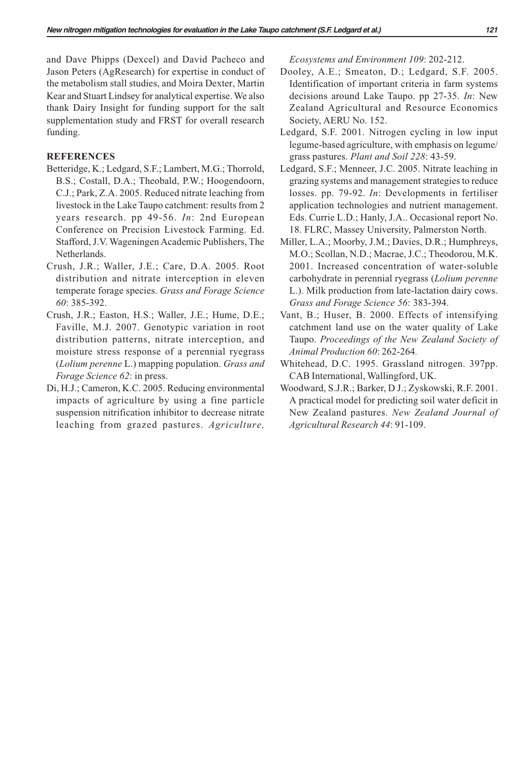and Dave Phipps (Dexcel) and David Pacheco and Jason Peters (AgResearch) for expertise in conduct of the metabolism stall studies, and Moira Dexter, Martin Kear and Stuart Lindsey for analytical expertise. We also thank Dairy Insight for funding support for the salt supplementation study and FRST for overall research funding.

## REFERENCES

Betteridge, K.; Ledgard, S.F.; Lambert, M.G.; Thorrold, B.S.; Costall, D.A.; Theobald, P.W.; Hoogendoorn, C.J.; Park, Z.A. 2005. Reduced nitrate leaching from livestock in the Lake Taupo catchment: results from 2 years research. pp 49-56. *In*: 2nd European Conference on Precision Livestock Farming. Ed. Stafford, J.V. Wageningen Academic Publishers, The Netherlands.

Crush, J.R.; Waller, J.E.; Care, D.A. 2005. Root distribution and nitrate interception in eleven temperate forage species. *Grass and Forage Science 60*: 385-392.

Crush, J.R.; Easton, H.S.; Waller, J.E.; Hume, D.E.; Faville, M.J. 2007. Genotypic variation in root distribution patterns, nitrate interception, and moisture stress response of a perennial ryegrass (*Lolium perenne* L.) mapping population. *Grass and Forage Science 62*: in press.

Di, H.J.; Cameron, K.C. 2005. Reducing environmental impacts of agriculture by using a fine particle suspension nitrification inhibitor to decrease nitrate leaching from grazed pastures. *Agriculture, Ecosystems and Environment 109*: 202-212.

Dooley, A.E.; Smeaton, D.; Ledgard, S.F. 2005. Identification of important criteria in farm systems decisions around Lake Taupo. pp 27-35. *In*: New Zealand Agricultural and Resource Economics Society, AERU No. 152.

Ledgard, S.F. 2001. Nitrogen cycling in low input legume-based agriculture, with emphasis on legume/grass pastures. *Plant and Soil 228*: 43-59.

Ledgard, S.F.; Menneer, J.C. 2005. Nitrate leaching in grazing systems and management strategies to reduce losses. pp. 79-92. *In*: Developments in fertiliser application technologies and nutrient management. Eds. Currie L.D.; Hanly, J.A.. Occasional report No. 18. FLRC, Massey University, Palmerston North.

Miller, L.A.; Moorby, J.M.; Davies, D.R.; Humphreys, M.O.; Scollan, N.D.; Macrae, J.C.; Theodorou, M.K. 2001. Increased concentration of water-soluble carbohydrate in perennial ryegrass (*Lolium perenne* L.). Milk production from late-lactation dairy cows. *Grass and Forage Science 56*: 383-394.

Vant, B.; Huser, B. 2000. Effects of intensifying catchment land use on the water quality of Lake Taupo. *Proceedings of the New Zealand Society of Animal Production 60*: 262-264.

Whitehead, D.C. 1995. Grassland nitrogen. 397pp. CAB International, Wallingford, UK.

Woodward, S.J.R.; Barker, D J.; Zyskowski, R.F. 2001. A practical model for predicting soil water deficit in New Zealand pastures. *New Zealand Journal of Agricultural Research 44*: 91-109.